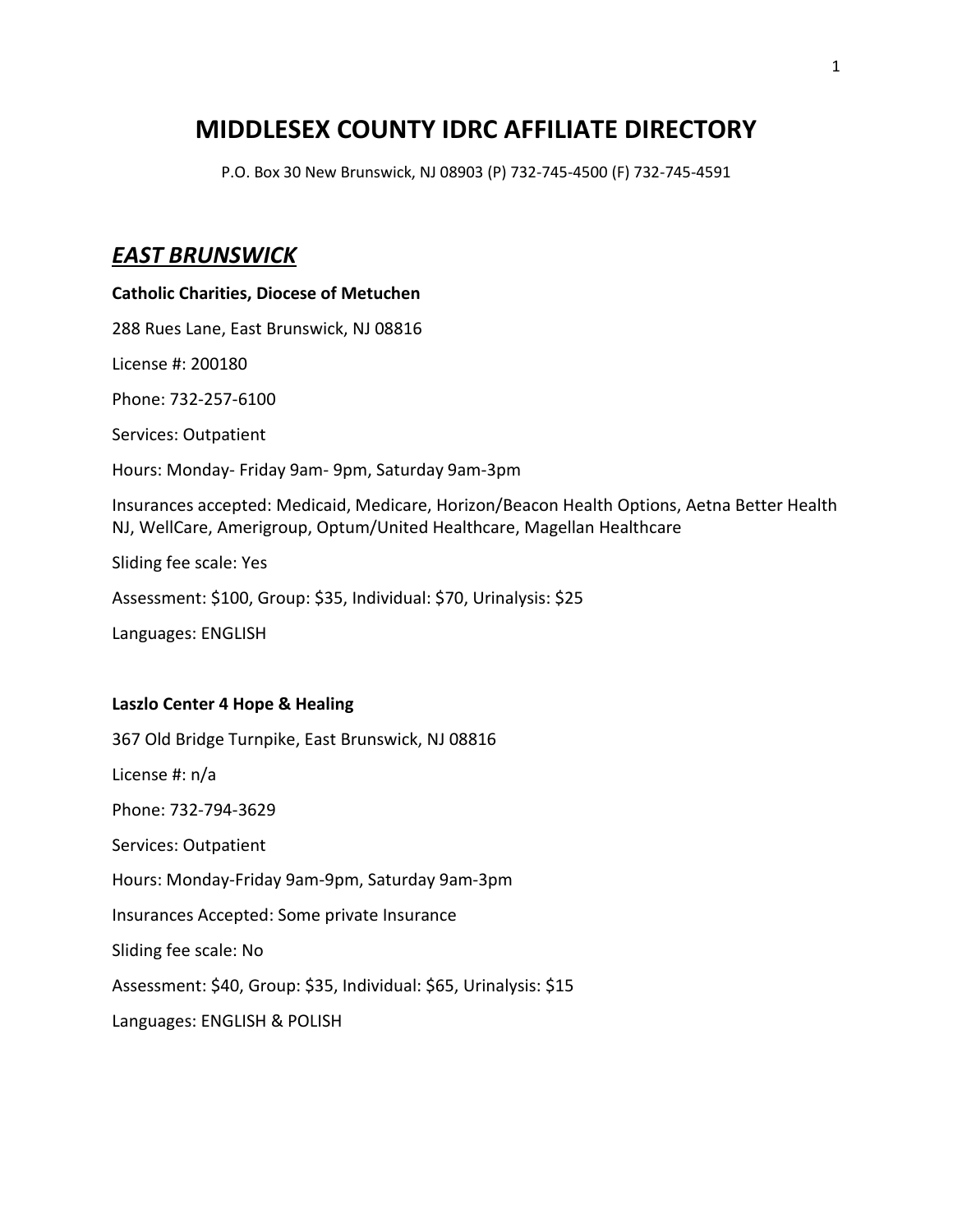# MIDDLESEX COUNTY IDRC AFFILIATE DIRECTORY

P.O. Box 30 New Brunswick, NJ 08903 (P) 732-745-4500 (F) 732-745-4591

## *EAST BRUNSWICK*

**Catholic Charities, Diocese of Metuchen**

288 Rues Lane, East Brunswick, NJ 08816

License #: 200180

Phone: 732-257-6100

Services: Outpatient

Hours: Monday- Friday 9am- 9pm, Saturday 9am-3pm

Insurances accepted: Medicaid, Medicare, Horizon/Beacon Health Options, Aetna Better Health NJ, WellCare, Amerigroup, Optum/United Healthcare, Magellan Healthcare

Sliding fee scale: Yes

Assessment: $100, Group: $35, Individual: $70, Urinalysis: $25

Languages: ENGLISH

**Laszlo Center 4 Hope & Healing**

367 Old Bridge Turnpike, East Brunswick, NJ 08816

License #: n/a

Phone: 732-794-3629

Services: Outpatient

Hours: Monday-Friday 9am-9pm, Saturday 9am-3pm

Insurances Accepted: Some private Insurance

Sliding fee scale: No

Assessment: $40, Group: $35, Individual: $65, Urinalysis: $15

Languages: ENGLISH & POLISH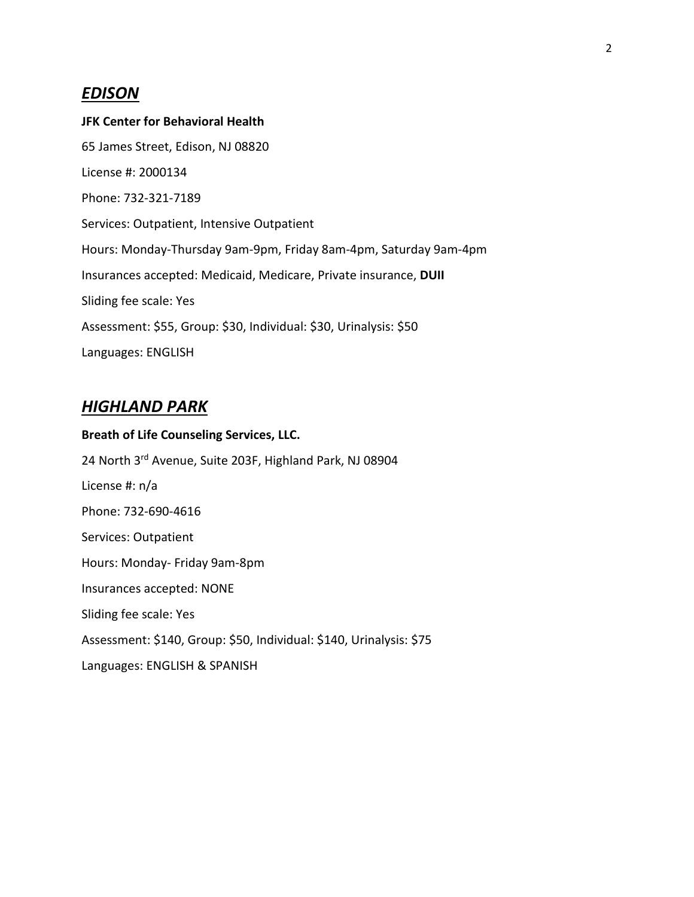## ***EDISON***

**JFK Center for Behavioral Health**

65 James Street, Edison, NJ 08820

License #: 2000134

Phone: 732-321-7189

Services: Outpatient, Intensive Outpatient

Hours: Monday-Thursday 9am-9pm, Friday 8am-4pm, Saturday 9am-4pm

Insurances accepted: Medicaid, Medicare, Private insurance, **DUII**

Sliding fee scale: Yes

Assessment: $55, Group: $30, Individual: $30, Urinalysis: $50

Languages: ENGLISH

## ***HIGHLAND PARK***

**Breath of Life Counseling Services, LLC.**

24 North 3rd Avenue, Suite 203F, Highland Park, NJ 08904

License #: n/a

Phone: 732-690-4616

Services: Outpatient

Hours: Monday- Friday 9am-8pm

Insurances accepted: NONE

Sliding fee scale: Yes

Assessment: $140, Group: $50, Individual: $140, Urinalysis: $75

Languages: ENGLISH & SPANISH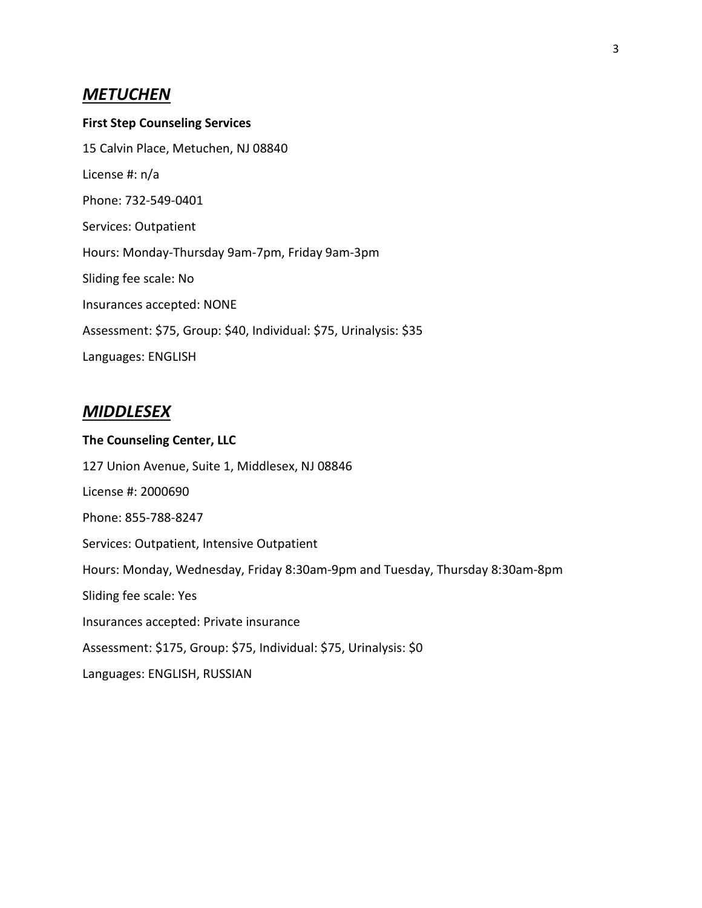## ***METUCHEN***

**First Step Counseling Services**

15 Calvin Place, Metuchen, NJ 08840

License #: n/a

Phone: 732-549-0401

Services: Outpatient

Hours: Monday-Thursday 9am-7pm, Friday 9am-3pm

Sliding fee scale: No

Insurances accepted: NONE

Assessment: $75, Group: $40, Individual: $75, Urinalysis: $35

Languages: ENGLISH

## ***MIDDLESEX***

**The Counseling Center, LLC**

127 Union Avenue, Suite 1, Middlesex, NJ 08846

License #: 2000690

Phone: 855-788-8247

Services: Outpatient, Intensive Outpatient

Hours: Monday, Wednesday, Friday 8:30am-9pm and Tuesday, Thursday 8:30am-8pm

Sliding fee scale: Yes

Insurances accepted: Private insurance

Assessment: $175, Group: $75, Individual: $75, Urinalysis: $0

Languages: ENGLISH, RUSSIAN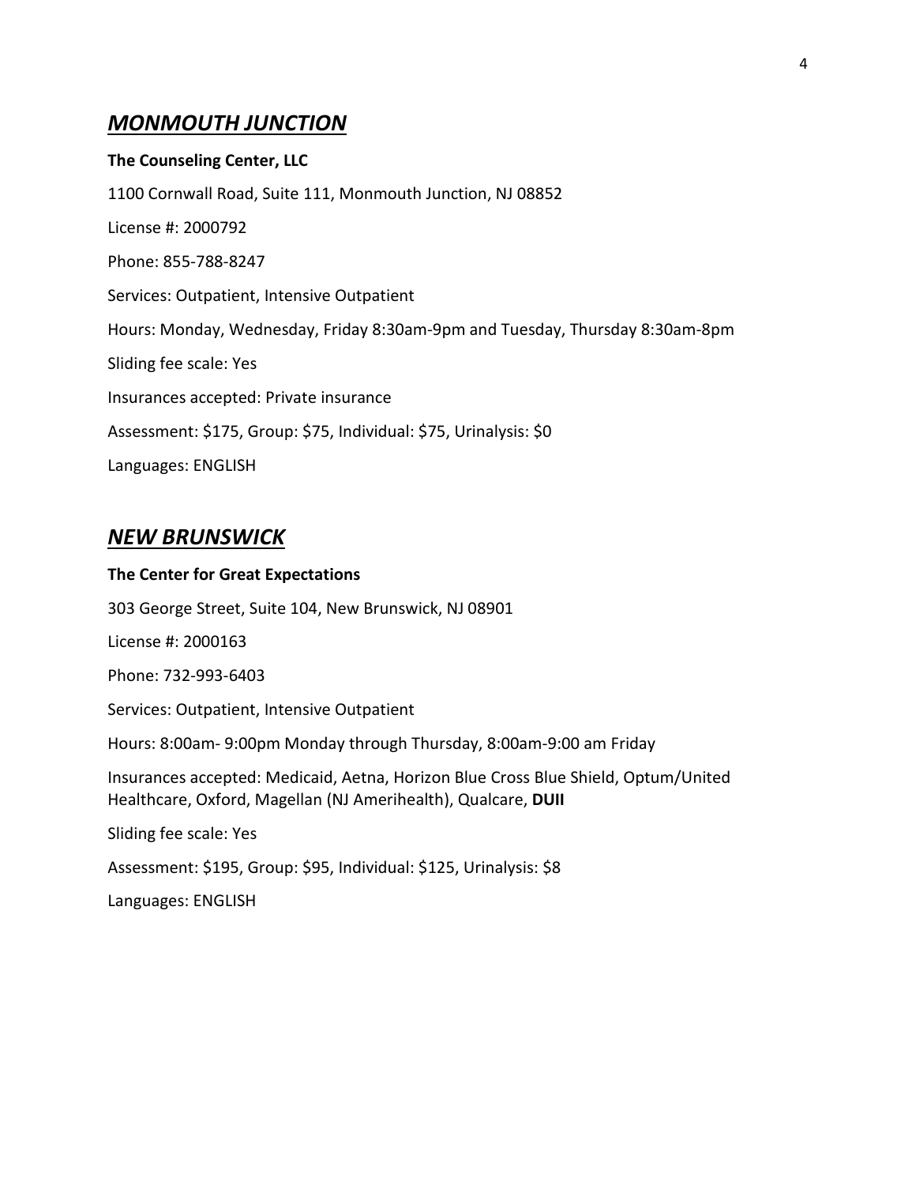## ***MONMOUTH JUNCTION***

**The Counseling Center, LLC**

1100 Cornwall Road, Suite 111, Monmouth Junction, NJ 08852

License #: 2000792

Phone: 855-788-8247

Services: Outpatient, Intensive Outpatient

Hours: Monday, Wednesday, Friday 8:30am-9pm and Tuesday, Thursday 8:30am-8pm

Sliding fee scale: Yes

Insurances accepted: Private insurance

Assessment: $175, Group: $75, Individual: $75, Urinalysis: $0

Languages: ENGLISH

## ***NEW BRUNSWICK***

**The Center for Great Expectations**

303 George Street, Suite 104, New Brunswick, NJ 08901

License #: 2000163

Phone: 732-993-6403

Services: Outpatient, Intensive Outpatient

Hours: 8:00am- 9:00pm Monday through Thursday, 8:00am-9:00 am Friday

Insurances accepted: Medicaid, Aetna, Horizon Blue Cross Blue Shield, Optum/United Healthcare, Oxford, Magellan (NJ Amerihealth), Qualcare, **DUII**

Sliding fee scale: Yes

Assessment: $195, Group: $95, Individual: $125, Urinalysis: $8

Languages: ENGLISH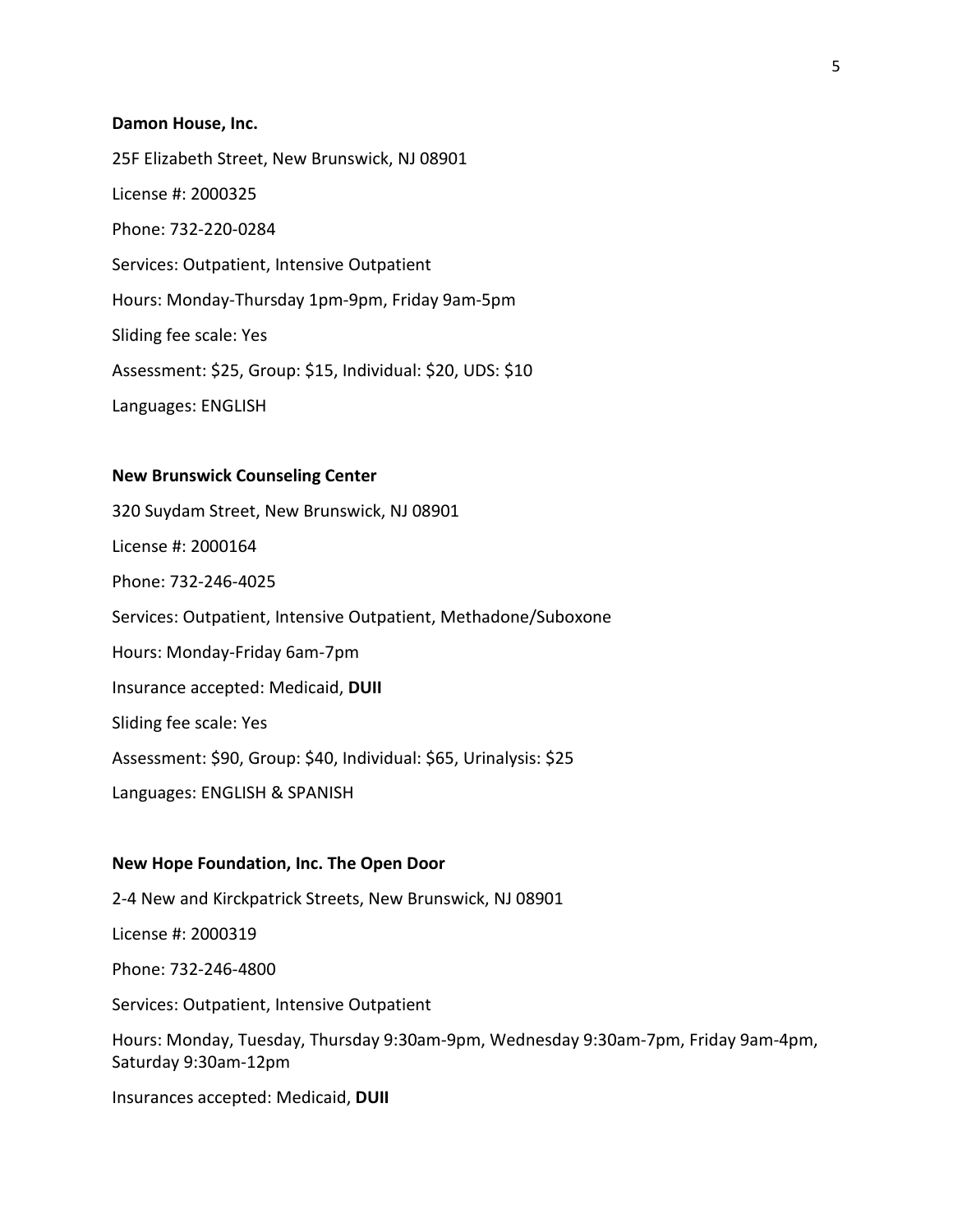**Damon House, Inc.**

25F Elizabeth Street, New Brunswick, NJ 08901

License #: 2000325

Phone: 732-220-0284

Services: Outpatient, Intensive Outpatient

Hours: Monday-Thursday 1pm-9pm, Friday 9am-5pm

Sliding fee scale: Yes

Assessment: $25, Group: $15, Individual: $20, UDS: $10

Languages: ENGLISH

**New Brunswick Counseling Center**

320 Suydam Street, New Brunswick, NJ 08901

License #: 2000164

Phone: 732-246-4025

Services: Outpatient, Intensive Outpatient, Methadone/Suboxone

Hours: Monday-Friday 6am-7pm

Insurance accepted: Medicaid, **DUII**

Sliding fee scale: Yes

Assessment: $90, Group: $40, Individual: $65, Urinalysis: $25

Languages: ENGLISH & SPANISH

**New Hope Foundation, Inc. The Open Door**

2-4 New and Kirckpatrick Streets, New Brunswick, NJ 08901

License #: 2000319

Phone: 732-246-4800

Services: Outpatient, Intensive Outpatient

Hours: Monday, Tuesday, Thursday 9:30am-9pm, Wednesday 9:30am-7pm, Friday 9am-4pm, Saturday 9:30am-12pm

Insurances accepted: Medicaid, **DUII**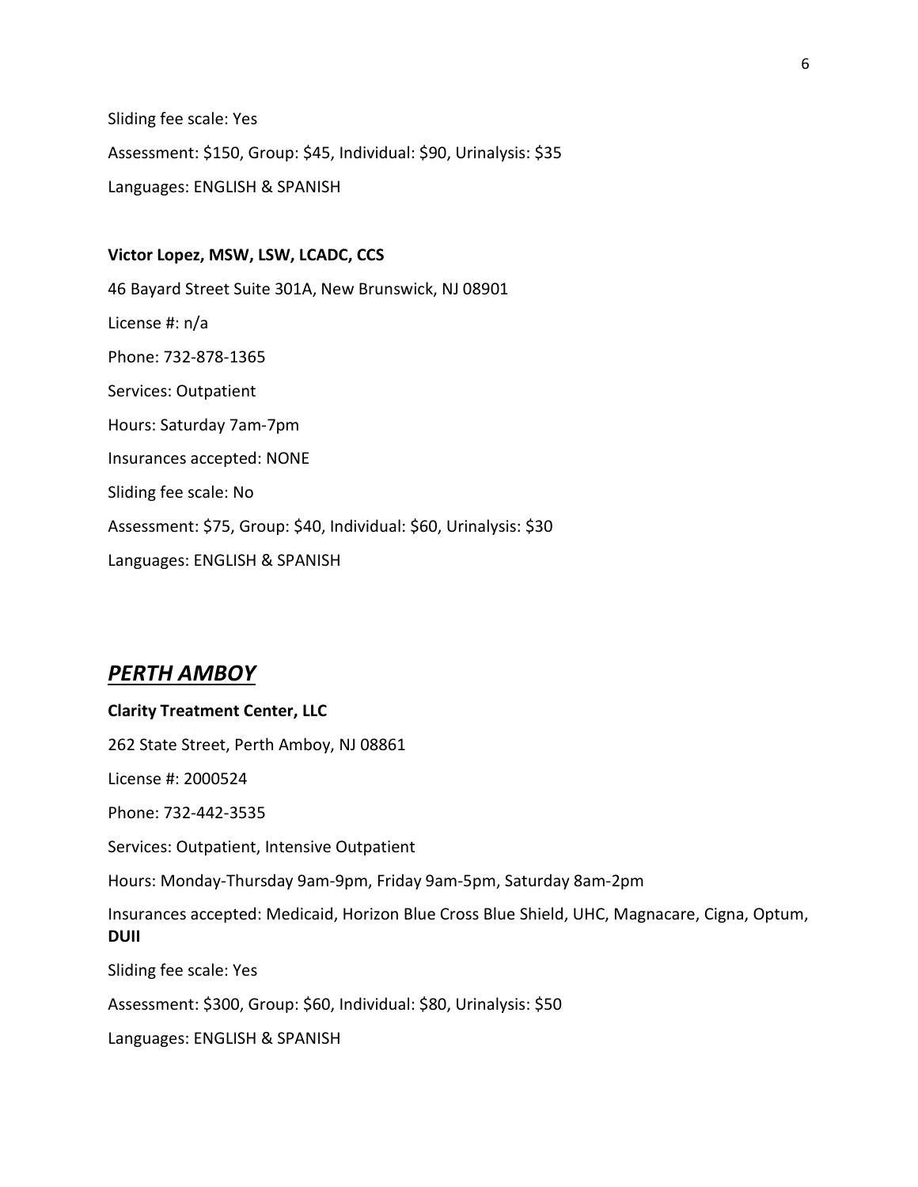Sliding fee scale: Yes

Assessment: $150, Group: $45, Individual: $90, Urinalysis: $35

Languages: ENGLISH & SPANISH

**Victor Lopez, MSW, LSW, LCADC, CCS**

46 Bayard Street Suite 301A, New Brunswick, NJ 08901

License #: n/a

Phone: 732-878-1365

Services: Outpatient

Hours: Saturday 7am-7pm

Insurances accepted: NONE

Sliding fee scale: No

Assessment: $75, Group: $40, Individual: $60, Urinalysis: $30

Languages: ENGLISH & SPANISH

## ***PERTH AMBOY***

**Clarity Treatment Center, LLC**

262 State Street, Perth Amboy, NJ 08861

License #: 2000524

Phone: 732-442-3535

Services: Outpatient, Intensive Outpatient

Hours: Monday-Thursday 9am-9pm, Friday 9am-5pm, Saturday 8am-2pm

Insurances accepted: Medicaid, Horizon Blue Cross Blue Shield, UHC, Magnacare, Cigna, Optum, **DUII**

Sliding fee scale: Yes

Assessment: $300, Group: $60, Individual: $80, Urinalysis: $50

Languages: ENGLISH & SPANISH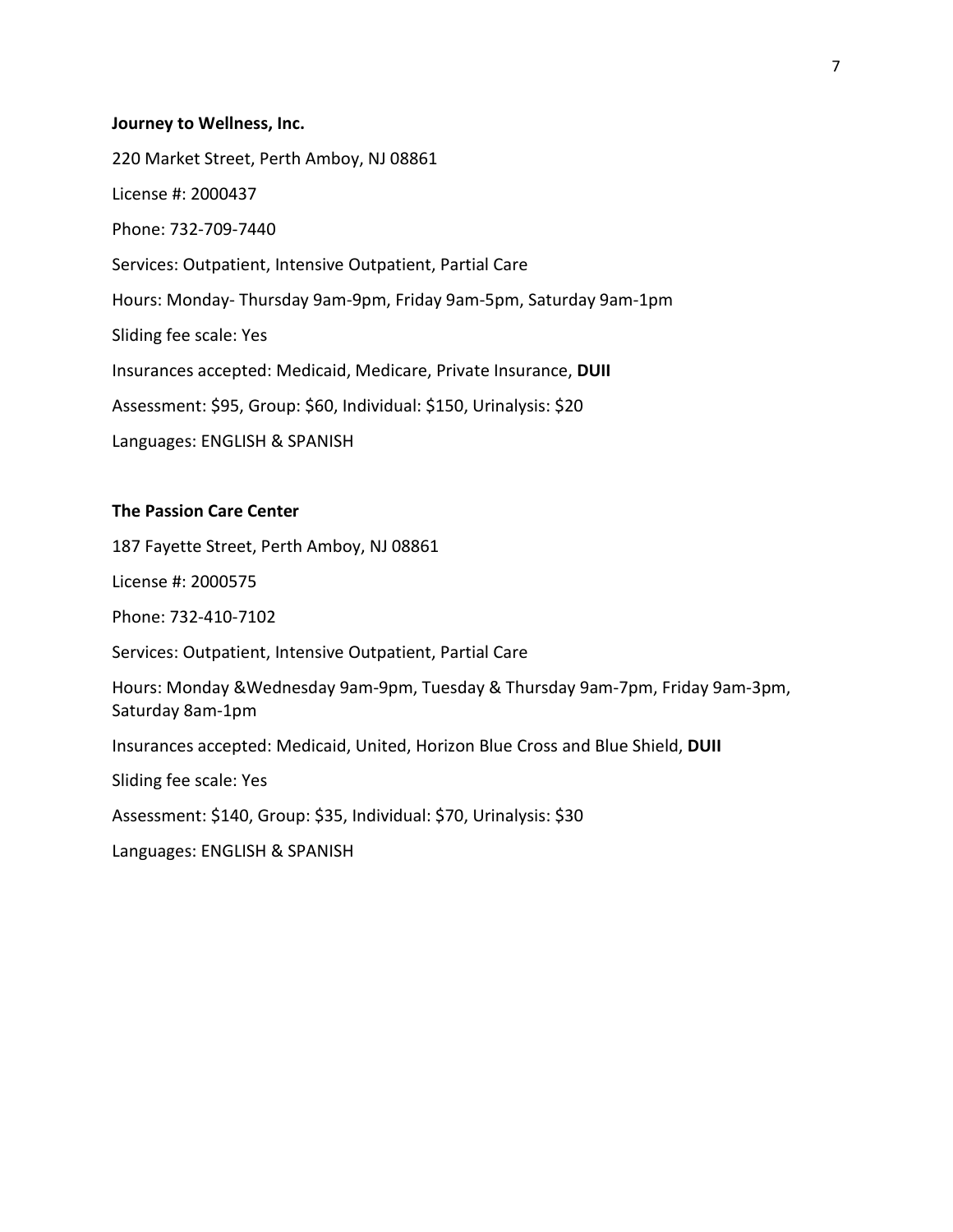**Journey to Wellness, Inc.**

220 Market Street, Perth Amboy, NJ 08861

License #: 2000437

Phone: 732-709-7440

Services: Outpatient, Intensive Outpatient, Partial Care

Hours: Monday- Thursday 9am-9pm, Friday 9am-5pm, Saturday 9am-1pm

Sliding fee scale: Yes

Insurances accepted: Medicaid, Medicare, Private Insurance, **DUII**

Assessment: $95, Group: $60, Individual: $150, Urinalysis: $20

Languages: ENGLISH & SPANISH

**The Passion Care Center**

187 Fayette Street, Perth Amboy, NJ 08861

License #: 2000575

Phone: 732-410-7102

Services: Outpatient, Intensive Outpatient, Partial Care

Hours: Monday &Wednesday 9am-9pm, Tuesday & Thursday 9am-7pm, Friday 9am-3pm, Saturday 8am-1pm

Insurances accepted: Medicaid, United, Horizon Blue Cross and Blue Shield, **DUII**

Sliding fee scale: Yes

Assessment: $140, Group: $35, Individual: $70, Urinalysis: $30

Languages: ENGLISH & SPANISH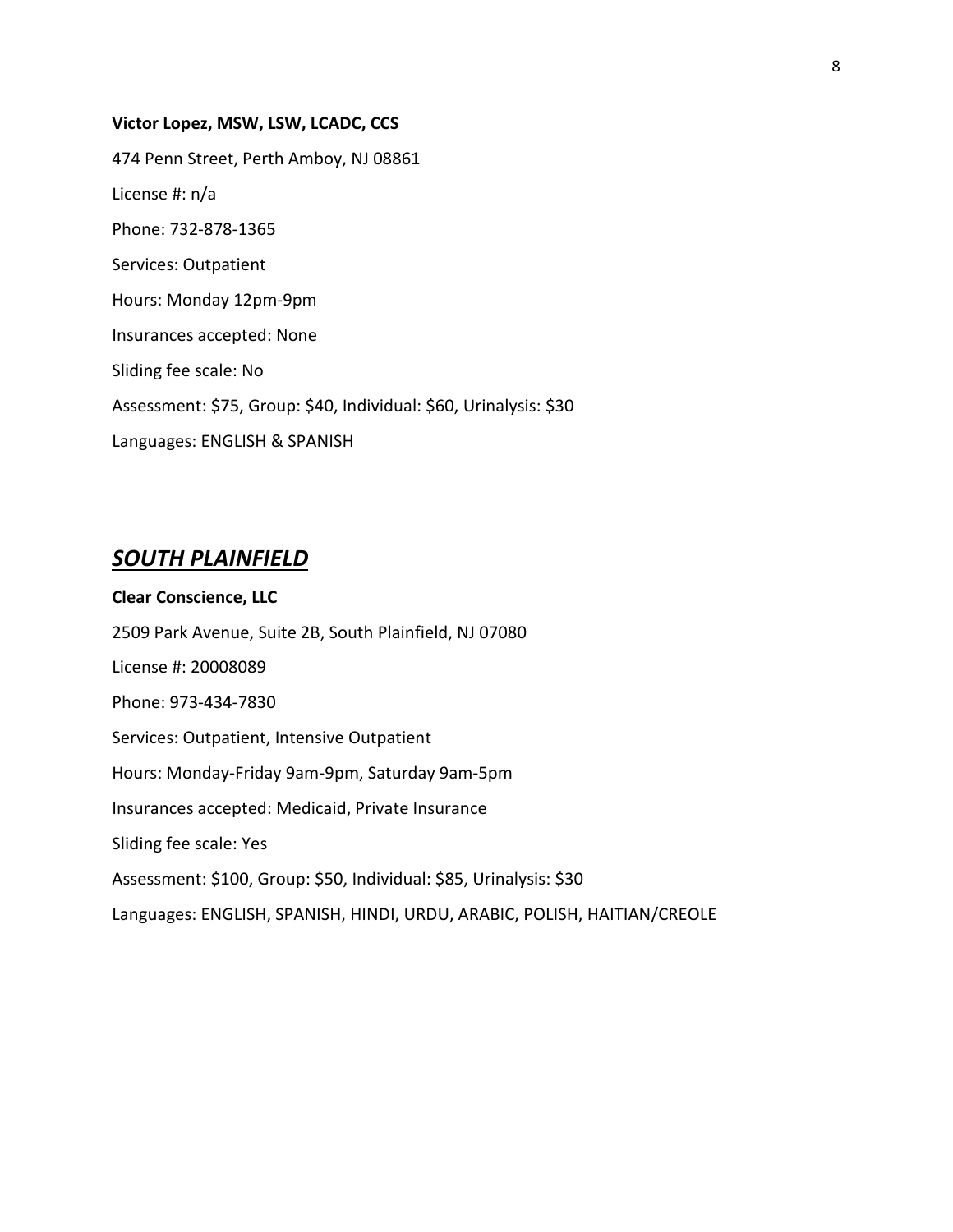**Victor Lopez, MSW, LSW, LCADC, CCS**

474 Penn Street, Perth Amboy, NJ 08861

License #: n/a

Phone: 732-878-1365

Services: Outpatient

Hours: Monday 12pm-9pm

Insurances accepted: None

Sliding fee scale: No

Assessment: $75, Group: $40, Individual: $60, Urinalysis: $30

Languages: ENGLISH & SPANISH

## ***<u>SOUTH PLAINFIELD</u>***

**Clear Conscience, LLC**

2509 Park Avenue, Suite 2B, South Plainfield, NJ 07080

License #: 20008089

Phone: 973-434-7830

Services: Outpatient, Intensive Outpatient

Hours: Monday-Friday 9am-9pm, Saturday 9am-5pm

Insurances accepted: Medicaid, Private Insurance

Sliding fee scale: Yes

Assessment: $100, Group: $50, Individual: $85, Urinalysis: $30

Languages: ENGLISH, SPANISH, HINDI, URDU, ARABIC, POLISH, HAITIAN/CREOLE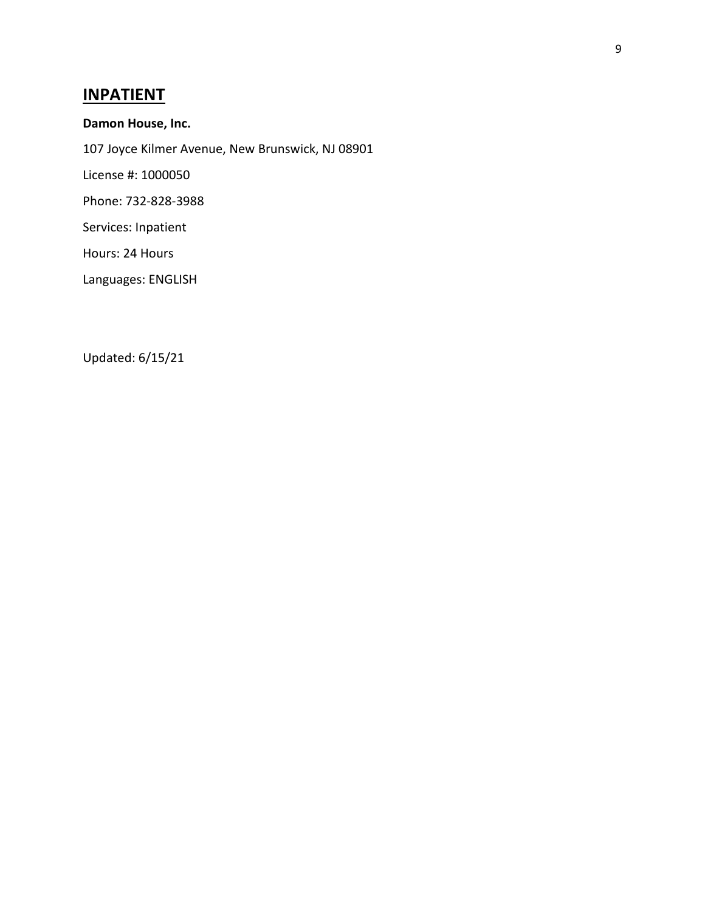## INPATIENT

**Damon House, Inc.**

107 Joyce Kilmer Avenue, New Brunswick, NJ 08901

License #: 1000050

Phone: 732-828-3988

Services: Inpatient

Hours: 24 Hours

Languages: ENGLISH

Updated: 6/15/21